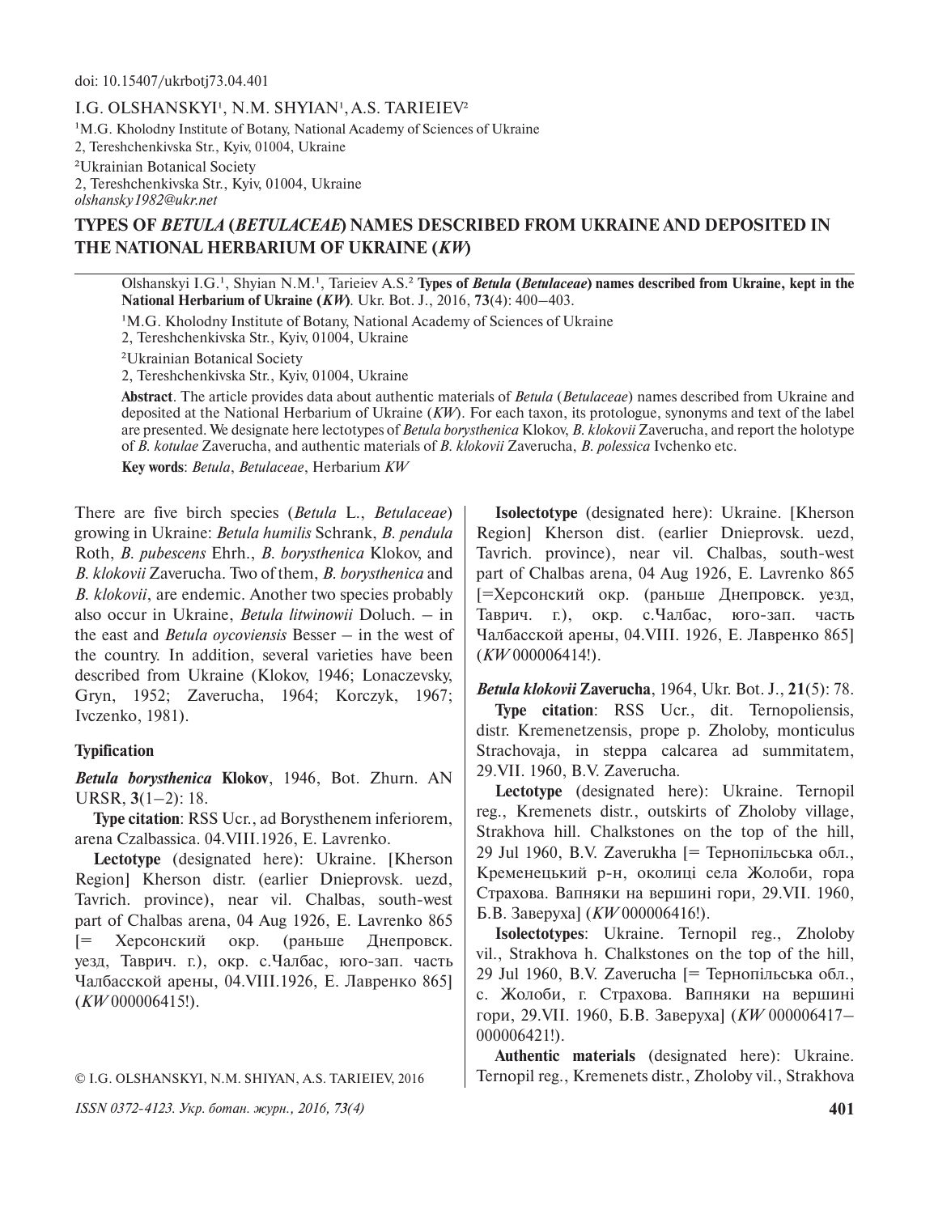doi: 10.15407/ukrbotj73.04.401

I.G. OLSHANSKYI[1], N.M. SHYIAN[1], A.S. TARIEIEV[2]

[1]M.G. Kholodny Institute of Botany, National Academy of Sciences of Ukraine
2, Tereshchenkivska Str., Kyiv, 01004, Ukraine
[2]Ukrainian Botanical Society
2, Tereshchenkivska Str., Kyiv, 01004, Ukraine
*olshansky1982@ukr.net*

# TYPES OF *BETULA* (*BETULACEAE*) NAMES DESCRIBED FROM UKRAINE AND DEPOSITED IN THE NATIONAL HERBARIUM OF UKRAINE (*KW*)

Olshanskyi I.G.[1], Shyian N.M.[1], Tarieiev A.S.[2] **Types of *Betula* (*Betulaceae*) names described from Ukraine, kept in the National Herbarium of Ukraine (*KW*)**. Ukr. Bot. J., 2016, **73**(4): 400–403.

[1]M.G. Kholodny Institute of Botany, National Academy of Sciences of Ukraine
2, Tereshchenkivska Str., Kyiv, 01004, Ukraine

[2]Ukrainian Botanical Society
2, Tereshchenkivska Str., Kyiv, 01004, Ukraine

**Abstract**. The article provides data about authentic materials of *Betula* (*Betulaceae*) names described from Ukraine and deposited at the National Herbarium of Ukraine (*KW*). For each taxon, its protologue, synonyms and text of the label are presented. We designate here lectotypes of *Betula borysthenica* Klokov, *B. klokovii* Zaverucha, and report the holotype of *B. kotulae* Zaverucha, and authentic materials of *B. klokovii* Zaverucha, *B. polessica* Ivchenko etc.

**Key words**: *Betula*, *Betulaceae*, Herbarium *KW*

There are five birch species (*Betula* L., *Betulaceae*) growing in Ukraine: *Betula humilis* Schrank, *B. pendula* Roth, *B. pubescens* Ehrh., *B. borysthenica* Klokov, and *B. klokovii* Zaverucha. Two of them, *B. borysthenica* and *B. klokovii*, are endemic. Another two species probably also occur in Ukraine, *Betula litwinowii* Doluch. – in the east and *Betula oycoviensis* Besser – in the west of the country. In addition, several varieties have been described from Ukraine (Klokov, 1946; Lonaczevsky, Gryn, 1952; Zaverucha, 1964; Korczyk, 1967; Ivczenko, 1981).

## Typification

***Betula borysthenica* Klokov**, 1946, Bot. Zhurn. AN URSR, **3**(1–2): 18.

**Type citation**: RSS Ucr., ad Borysthenem inferiorem, arena Czalbassica. 04.VIII.1926, E. Lavrenko.

**Lectotype** (designated here): Ukraine. [Kherson Region] Kherson distr. (earlier Dnieprovsk. uezd, Tavrich. province), near vil. Chalbas, south-west part of Chalbas arena, 04 Aug 1926, E. Lavrenko 865 [= Херсонский окр. (раньше Днепровск. уезд, Таврич. г.), окр. с.Чалбас, юго-зап. часть Чалбасской арены, 04.VIII.1926, Е. Лавренко 865] (*KW* 000006415!).

**Isolectotype** (designated here): Ukraine. [Kherson Region] Kherson dist. (earlier Dnieprovsk. uezd, Tavrich. province), near vil. Chalbas, south-west part of Chalbas arena, 04 Aug 1926, E. Lavrenko 865 [=Херсонский окр. (раньше Днепровск. уезд, Таврич. г.), окр. с.Чалбас, юго-зап. часть Чалбасской арены, 04.VIII. 1926, Е. Лавренко 865] (*KW* 000006414!).

***Betula klokovii* Zaverucha**, 1964, Ukr. Bot. J., **21**(5): 78.

**Type citation**: RSS Ucr., dit. Ternopoliensis, distr. Kremenetzensis, prope p. Zholoby, monticulus Strachovaja, in steppa calcarea ad summitatem, 29.VII. 1960, B.V. Zaverucha.

**Lectotype** (designated here): Ukraine. Ternopil reg., Kremenets distr., outskirts of Zholoby village, Strakhova hill. Chalkstones on the top of the hill, 29 Jul 1960, B.V. Zaverukha [= Тернопільська обл., Кременецький р-н, околиці села Жолоби, гора Страхова. Вапняки на вершині гори, 29.VII. 1960, Б.В. Заверуха] (*KW* 000006416!).

**Isolectotypes**: Ukraine. Ternopil reg., Zholoby vil., Strakhova h. Chalkstones on the top of the hill, 29 Jul 1960, B.V. Zaverucha [= Тернопільська обл., с. Жолоби, г. Страхова. Вапняки на вершині гори, 29.VII. 1960, Б.В. Заверуха] (*KW* 000006417–000006421!).

**Authentic materials** (designated here): Ukraine. Ternopil reg., Kremenets distr., Zholoby vil., Strakhova

© I.G. OLSHANSKYI, N.M. SHYIAN, A.S. TARIEIEV, 2016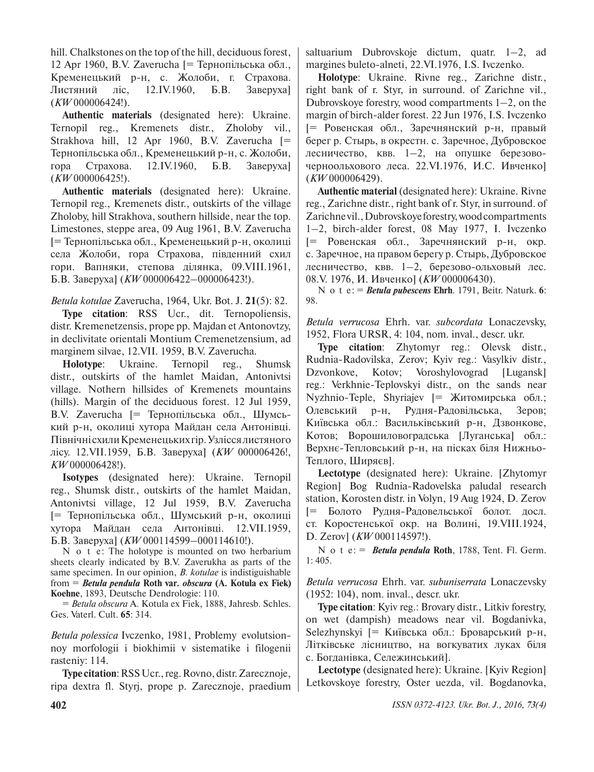hill. Chalkstones on the top of the hill, deciduous forest, 12 Apr 1960, B.V. Zaverucha [= Тернопільська обл., Кременецький р-н, с. Жолоби, г. Страхова. Листяний ліс, 12.IV.1960, Б.В. Заверуха] (*KW* 000006424!).

**Authentic materials** (designated here): Ukraine. Ternopil reg., Kremenets distr., Zholoby vil., Strakhova hill, 12 Apr 1960, B.V. Zaverucha [= Тернопільська обл., Кременецький р-н, с. Жолоби, гора Страхова. 12.IV.1960, Б.В. Заверуха] (*KW* 000006425!).

**Authentic materials** (designated here): Ukraine. Ternopil reg., Kremenets distr., outskirts of the village Zholoby, hill Strakhova, southern hillside, near the top. Limestones, steppe area, 09 Aug 1961, B.V. Zaverucha [= Тернопільська обл., Кременецький р-н, околиці села Жолоби, гора Страхова, південний схил гори. Вапняки, степова ділянка, 09.VIII.1961, Б.В. Заверуха] (*KW* 000006422–000006423!).

*Betula kotulae* Zaverucha, 1964, Ukr. Bot. J. **21**(5): 82.

**Type citation**: RSS Ucr., dit. Ternopoliensis, distr. Kremenetzensis, prope pp. Majdan et Antonovtzy, in declivitate orientali Montium Cremenetzensium, ad marginem silvae, 12.VII. 1959, B.V. Zaverucha.

**Holotype**: Ukraine. Ternopil reg., Shumsk distr., outskirts of the hamlet Maidan, Antonivtsi village. Nothern hillsides of Kremenets mountains (hills). Margin of the deciduous forest. 12 Jul 1959, B.V. Zaverucha [= Тернопільська обл., Шумський р-н, околиці хутора Майдан села Антонівці. Північні схили Кременецьких гір. Узлісся листяного лісу. 12.VII.1959, Б.В. Заверуха] (*KW* 000006426!, *KW* 000006428!).

**Isotypes** (designated here): Ukraine. Ternopil reg., Shumsk distr., outskirts of the hamlet Maidan, Antonivtsi village, 12 Jul 1959, B.V. Zaverucha [= Тернопільська обл., Шумський р-н, околиці хутора Майдан села Антонівці. 12.VII.1959, Б.В. Заверуха] (*KW* 000114599–000114610!).

N o t e: The holotype is mounted on two herbarium sheets clearly indicated by B.V. Zaverukha as parts of the same specimen. In our opinion, *B. kotulae* is indistiguishable from = ***Betula pendula* Roth var. *obscura* (A. Kotula ex Fiek) Koehne**, 1893, Deutsche Dendrologie: 110.

= *Betula obscura* A. Kotula ex Fiek, 1888, Jahresb. Schles. Ges. Vaterl. Cult. **65**: 314.

*Betula polessica* Ivczenko, 1981, Problemy evolutsionnoy morfologii i biokhimii v sistematike i filogenii rasteniy: 114.

**Type citation**: RSS Ucr., reg. Rovno, distr. Zarecznoje, ripa dextra fl. Styrj, prope p. Zarecznoje, praedium saltuarium Dubrovskoje dictum, quatr. 1–2, ad margines buleto-alneti, 22.VI.1976, I.S. Ivczenko.

**Holotype**: Ukraine. Rivne reg., Zarichne distr., right bank of r. Styr, in surround. of Zarichne vil., Dubrovskoye forestry, wood compartments 1–2, on the margin of birch-alder forest. 22 Jun 1976, I.S. Ivczenko [= Ровенская обл., Заречнянский р-н, правый берег р. Стырь, в окрестн. с. Заречное, Дубровское лесничество, квв. 1–2, на опушке березово-черноольхового леса. 22.VI.1976, И.С. Ивченко] (*KW* 000006429).

**Authentic material** (designated here): Ukraine. Rivne reg., Zarichne distr., right bank of r. Styr, in surround. of Zarichne vil., Dubrovskoye forestry, wood compartments 1–2, birch-alder forest, 08 May 1977, I. Ivczenko [= Ровенская обл., Заречнянский р-н, окр. с. Заречное, на правом берегу р. Стырь, Дубровское лесничество, квв. 1–2, березово-ольховый лес. 08.V. 1976, И. Ивченко] (*KW* 000006430).

N o t e: = ***Betula pubescens* Ehrh**. 1791, Beitr. Naturk. **6**: 98.

*Betula verrucosa* Ehrh. var. *subcordata* Lonaczevsky, 1952, Flora URSR, 4: 104, nom. inval., descr. ukr.

**Type citation**: Zhytomyr reg.: Olevsk distr., Rudnia-Radovilska, Zerov; Kyiv reg.: Vasylkiv distr., Dzvonkove, Kotov; Voroshylovograd [Lugansk] reg.: Verkhnie-Teplovskyi distr., on the sands near Nyzhnio-Teple, Shyriajev [= Житомирська обл.; Олевський р-н, Рудня-Радовільська, Зеров; Київська обл.: Васильківський р-н, Дзвонкове, Котов; Ворошиловоградська [Луганська] обл.: Верхнє-Тепловський р-н, на пісках біля Нижньо-Теплого, Ширяєв].

**Lectotype** (designated here): Ukraine. [Zhytomyr Region] Bog Rudnia-Radovelska paludal research station, Korosten distr. in Volyn, 19 Aug 1924, D. Zerov [= Болото Рудня-Радовельської болот. досл. ст. Коростенської окр. на Волині, 19.VIII.1924, D. Zerov] (*KW* 000114597!).

N o t e: = ***Betula pendula* Roth**, 1788, Tent. Fl. Germ. 1: 405.

*Betula verrucosa* Ehrh. var. *subuniserrata* Lonaczevsky (1952: 104), nom. inval., descr. ukr.

**Type citation**: Kyiv reg.: Brovary distr., Litkiv forestry, on wet (dampish) meadows near vil. Bogdanivka, Selezhynskyi [= Київська обл.: Броварський р-н, Літківське лісництво, на вогкуватих луках біля с. Богданівка, Сележинський].

**Lectotype** (designated here): Ukraine. [Kyiv Region] Letkovskoye forestry, Oster uezda, vil. Bogdanovka,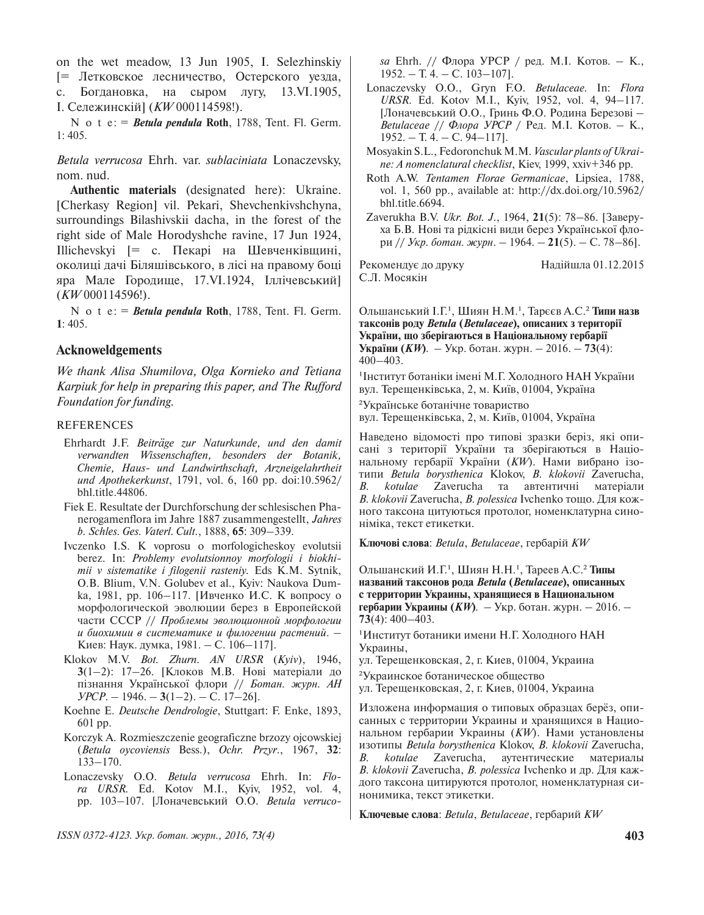on the wet meadow, 13 Jun 1905, I. Selezhinskiy [= Летковское лесничество, Остерского уезда, с. Богдановка, на сыром лугу, 13.VI.1905, I. Сележинскій] (*KW* 000114598!).

N o t e: = ***Betula pendula* Roth**, 1788, Tent. Fl. Germ. 1: 405.

*Betula verrucosa* Ehrh. var. *sublaciniata* Lonaczevsky, nom. nud.

**Authentic materials** (designated here): Ukraine. [Cherkasy Region] vil. Pekari, Shevchenkivshchyna, surroundings Bilashivskii dacha, in the forest of the right side of Male Horodyshche ravine, 17 Jun 1924, Illichevskyi [= с. Пекарі на Шевченківщині, околиці дачі Біляшівського, в лісі на правому боці яра Мале Городище, 17.VI.1924, Іллічевський] (*KW* 000114596!).

N o t e: = ***Betula pendula* Roth**, 1788, Tent. Fl. Germ. **1**: 405.

## Acknoweldgements

*We thank Alisa Shumilova, Olga Kornieko and Tetiana Karpiuk for help in preparing this paper, and The Rufford Foundation for funding.*

## REFERENCES

Ehrhardt J.F. *Beiträge zur Naturkunde, und den damit verwandten Wissenschaften, besonders der Botanik, Chemie, Haus- und Landwirthschaft, Arzneigelahrtheit und Apothekerkunst*, 1791, vol. 6, 160 pp. doi:10.5962/bhl.title.44806.

Fiek E. Resultate der Durchforschung der schlesischen Phanerogamenflora im Jahre 1887 zusammengestellt, *Jahres b. Schles. Ges. Vaterl. Cult.*, 1888, **65**: 309–339.

Ivczenko I.S. K voprosu o morfologicheskoy evolutsii berez. In: *Problemy evolutsionnoy morfologii i biokhimii v sistematike i filogenii rasteniy.* Eds K.M. Sytnik, O.B. Blium, V.N. Golubev et al., Kyiv: Naukova Dumka, 1981, pp. 106–117. [Ивченко И.С. К вопросу о морфологической эволюции берез в Европейской части СССР // *Проблемы эволюционной морфологии и биохимии в систематике и филогении растений*. – Киев: Наук. думка, 1981. – С. 106–117].

Klokov M.V. *Bot. Zhurn. AN URSR* (*Kyiv*), 1946, **3**(1–2): 17–26. [Клоков М.В. Нові матеріали до пізнання Української флори // *Ботан. журн. АН УРСР*. – 1946. – **3**(1–2). – С. 17–26].

Koehne E. *Deutsche Dendrologie*, Stuttgart: F. Enke, 1893, 601 pp.

Korczyk A. Rozmieszczenie geograficzne brzozy ojcowskiej (*Betula oycoviensis* Bess.), *Ochr. Przyr.*, 1967, **32**: 133–170.

Lonaczevsky O.O. *Betula verrucosa* Ehrh. In: *Flora URSR.* Ed. Kotov M.I., Kyiv, 1952, vol. 4, pp. 103–107. [Лоначевський О.О. *Betula verrucosa* Ehrh. // Флора УРСР / ред. М.І. Котов. – К., 1952. – Т. 4. – С. 103–107].

Lonaczevsky O.O., Gryn F.O. *Betulaceae.* In: *Flora URSR.* Ed. Kotov M.I., Kyiv, 1952, vol. 4, 94–117. [Лоначевський О.О., Гринь Ф.О. Родина Березові – *Betulaceae* // *Флора УРСР* / Ред. М.І. Котов. – К., 1952. – Т. 4. – С. 94–117].

Mosyakin S.L., Fedoronchuk M.M. *Vascular plants of Ukraine: A nomenclatural checklist*, Kiev, 1999, xxiv+346 pp.

Roth A.W. *Tentamen Florae Germanicae*, Lipsiea, 1788, vol. 1, 560 pp., available at: http://dx.doi.org/10.5962/bhl.title.6694.

Zaverukha B.V. *Ukr. Bot. J.*, 1964, **21**(5): 78–86. [Заверуха Б.В. Нові та рідкісні види берез Української флори // *Укр. ботан. журн*. – 1964. – **21**(5). – С. 78–86].

Рекомендує до друку С.Л. Мосякін

Надійшла 01.12.2015

Ольшанський І.Г.[1], Шиян Н.М.[1], Тарєєв А.С.[2] **Типи назв таксонів роду *Betula* (*Betulaceae*), описаних з території України, що зберігаються в Національному гербарії України (*KW*)**. – Укр. ботан. журн. – 2016. – **73**(4): 400–403.

[1]Інститут ботаніки імені М.Г. Холодного НАН України вул. Терещенківська, 2, м. Київ, 01004, Україна

[2]Українське ботанічне товариство вул. Терещенківська, 2, м. Київ, 01004, Україна

Наведено відомості про типові зразки беріз, які описані з території України та зберігаються в Національному гербарії України (*KW*). Нами вибрано ізотипи *Betula borysthenica* Klokov, *B. klokovii* Zaverucha, *B. kotulae* Zaverucha та автентичні матеріали *B. klokovii* Zaverucha, *B. polessica* Ivchenko тощо. Для кожного таксона цитуються протолог, номенклатурна синоніміка, текст етикетки.

**Ключові слова**: *Betula*, *Betulaceae*, гербарій *KW*

Ольшанский И.Г.[1], Шиян Н.Н.[1], Тареев А.С.[2] **Типы названий таксонов рода *Betula* (*Betulaceae*), описанных с территории Украины, хранящиеся в Национальном гербарии Украины (*KW*)**. – Укр. ботан. журн. – 2016. – **73**(4): 400–403.

[1]Институт ботаники имени Н.Г. Холодного НАН Украины, ул. Терещенковская, 2, г. Киев, 01004, Украина

[2]Украинское ботаническое общество ул. Терещенковская, 2, г. Киев, 01004, Украина

Изложена информация о типовых образцах берёз, описанных с территории Украины и хранящихся в Национальном гербарии Украины (*KW*). Нами установлены изотипы *Betula borysthenica* Klokov, *B. klokovii* Zaverucha, *B. kotulae* Zaverucha, аутентические материалы *B. klokovii* Zaverucha, *B. polessica* Ivchenko и др. Для каждого таксона цитируются протолог, номенклатурная синонимика, текст этикетки.

**Ключевые слова**: *Betula*, *Betulaceae*, гербарий *KW*